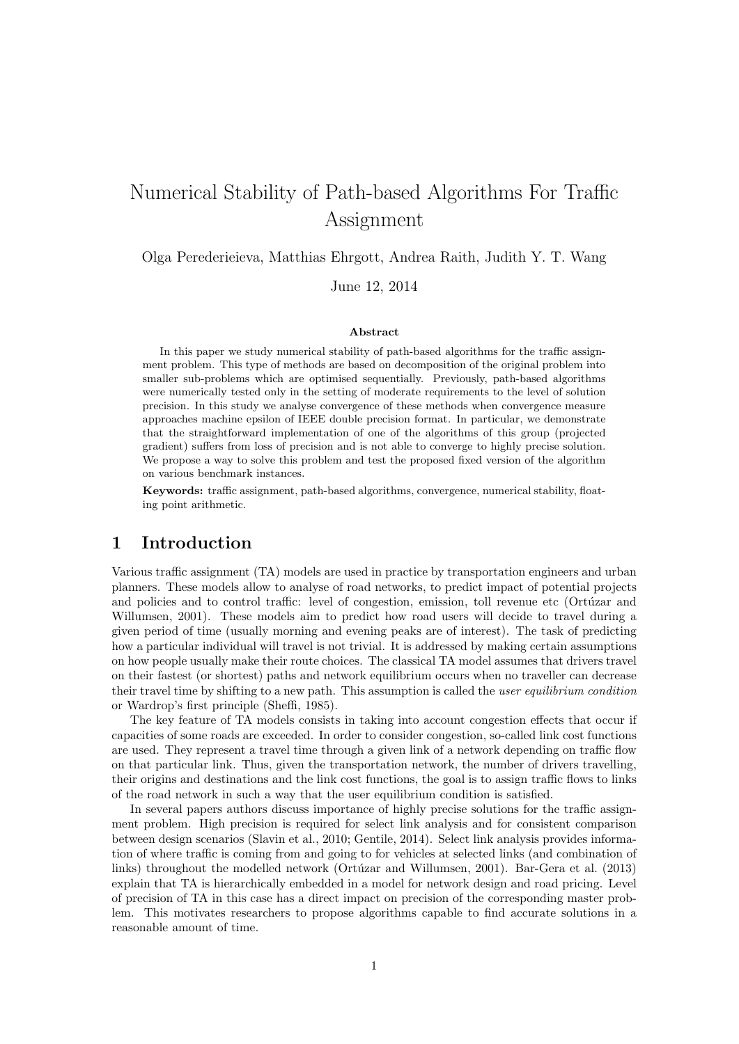# Numerical Stability of Path-based Algorithms For Traffic Assignment

Olga Perederieieva, Matthias Ehrgott, Andrea Raith, Judith Y. T. Wang

June 12, 2014

### Abstract

In this paper we study numerical stability of path-based algorithms for the traffic assignment problem. This type of methods are based on decomposition of the original problem into smaller sub-problems which are optimised sequentially. Previously, path-based algorithms were numerically tested only in the setting of moderate requirements to the level of solution precision. In this study we analyse convergence of these methods when convergence measure approaches machine epsilon of IEEE double precision format. In particular, we demonstrate that the straightforward implementation of one of the algorithms of this group (projected gradient) suffers from loss of precision and is not able to converge to highly precise solution. We propose a way to solve this problem and test the proposed fixed version of the algorithm on various benchmark instances.

**Keywords:** traffic assignment, path-based algorithms, convergence, numerical stability, floating point arithmetic.

## 1 Introduction

Various traffic assignment (TA) models are used in practice by transportation engineers and urban planners. These models allow to analyse of road networks, to predict impact of potential projects and policies and to control traffic: level of congestion, emission, toll revenue etc (Ortúzar and Willumsen, 2001). These models aim to predict how road users will decide to travel during a given period of time (usually morning and evening peaks are of interest). The task of predicting how a particular individual will travel is not trivial. It is addressed by making certain assumptions on how people usually make their route choices. The classical TA model assumes that drivers travel on their fastest (or shortest) paths and network equilibrium occurs when no traveller can decrease their travel time by shifting to a new path. This assumption is called the *user equilibrium condition* or Wardrop's first principle (Sheffi, 1985).

The key feature of TA models consists in taking into account congestion effects that occur if capacities of some roads are exceeded. In order to consider congestion, so-called link cost functions are used. They represent a travel time through a given link of a network depending on traffic flow on that particular link. Thus, given the transportation network, the number of drivers travelling, their origins and destinations and the link cost functions, the goal is to assign traffic flows to links of the road network in such a way that the user equilibrium condition is satisfied.

In several papers authors discuss importance of highly precise solutions for the traffic assignment problem. High precision is required for select link analysis and for consistent comparison between design scenarios (Slavin et al., 2010; Gentile, 2014). Select link analysis provides information of where traffic is coming from and going to for vehicles at selected links (and combination of links) throughout the modelled network (Ortúzar and Willumsen, 2001). Bar-Gera et al. (2013) explain that TA is hierarchically embedded in a model for network design and road pricing. Level of precision of TA in this case has a direct impact on precision of the corresponding master problem. This motivates researchers to propose algorithms capable to find accurate solutions in a reasonable amount of time.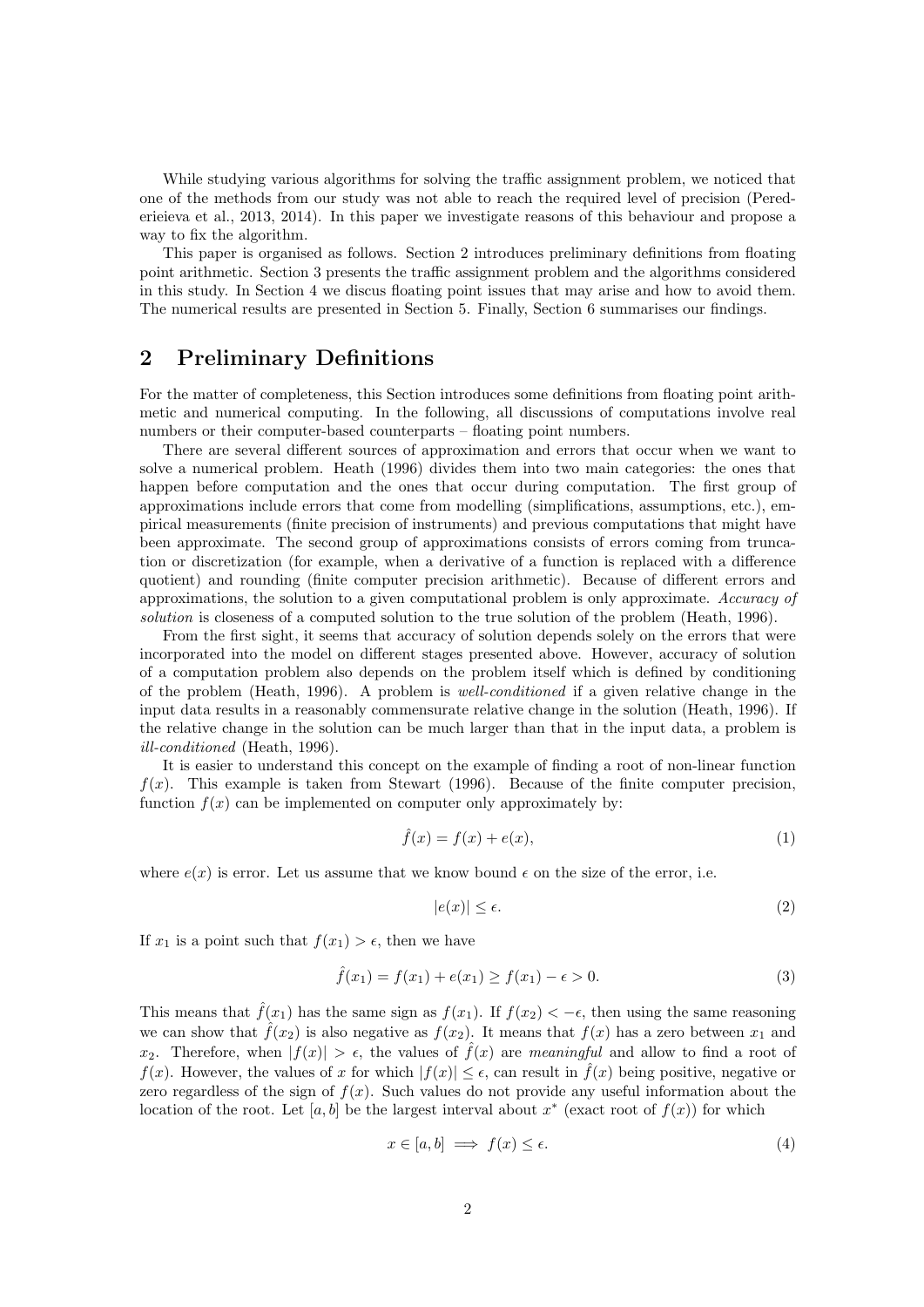While studying various algorithms for solving the traffic assignment problem, we noticed that one of the methods from our study was not able to reach the required level of precision (Perederieieva et al., 2013, 2014). In this paper we investigate reasons of this behaviour and propose a way to fix the algorithm.

This paper is organised as follows. Section 2 introduces preliminary definitions from floating point arithmetic. Section 3 presents the traffic assignment problem and the algorithms considered in this study. In Section 4 we discus floating point issues that may arise and how to avoid them. The numerical results are presented in Section 5. Finally, Section 6 summarises our findings.

## 2 Preliminary Definitions

For the matter of completeness, this Section introduces some definitions from floating point arithmetic and numerical computing. In the following, all discussions of computations involve real numbers or their computer-based counterparts – floating point numbers.

There are several different sources of approximation and errors that occur when we want to solve a numerical problem. Heath (1996) divides them into two main categories: the ones that happen before computation and the ones that occur during computation. The first group of approximations include errors that come from modelling (simplifications, assumptions, etc.), empirical measurements (finite precision of instruments) and previous computations that might have been approximate. The second group of approximations consists of errors coming from truncation or discretization (for example, when a derivative of a function is replaced with a difference quotient) and rounding (finite computer precision arithmetic). Because of different errors and approximations, the solution to a given computational problem is only approximate. *Accuracy of solution* is closeness of a computed solution to the true solution of the problem (Heath, 1996).

From the first sight, it seems that accuracy of solution depends solely on the errors that were incorporated into the model on different stages presented above. However, accuracy of solution of a computation problem also depends on the problem itself which is defined by conditioning of the problem (Heath, 1996). A problem is *well-conditioned* if a given relative change in the input data results in a reasonably commensurate relative change in the solution (Heath, 1996). If the relative change in the solution can be much larger than that in the input data, a problem is *ill-conditioned* (Heath, 1996).

It is easier to understand this concept on the example of finding a root of non-linear function $f(x)$. This example is taken from Stewart (1996). Because of the finite computer precision, function $f(x)$ can be implemented on computer only approximately by:

$$\hat{f}(x) = f(x) + e(x), \tag{1}$$

where $e(x)$ is error. Let us assume that we know bound $\epsilon$ on the size of the error, i.e.

$$|e(x)| \leq \epsilon. \tag{2}$$

If $x_1$ is a point such that $f(x_1) > \epsilon$, then we have

$$\hat{f}(x_1) = f(x_1) + e(x_1) \geq f(x_1) - \epsilon > 0. \tag{3}$$

This means that $\hat{f}(x_1)$ has the same sign as $f(x_1)$. If $f(x_2) < -\epsilon$, then using the same reasoning we can show that $\hat{f}(x_2)$ is also negative as $f(x_2)$. It means that $f(x)$ has a zero between $x_1$ and $x_2$. Therefore, when $|f(x)| > \epsilon$, the values of $\hat{f}(x)$ are *meaningful* and allow to find a root of $f(x)$. However, the values of $x$ for which $|f(x)| \leq \epsilon$, can result in $\hat{f}(x)$ being positive, negative or zero regardless of the sign of $f(x)$. Such values do not provide any useful information about the location of the root. Let $[a, b]$ be the largest interval about $x^*$ (exact root of $f(x)$) for which

$$x \in [a, b] \implies f(x) \leq \epsilon. \tag{4}$$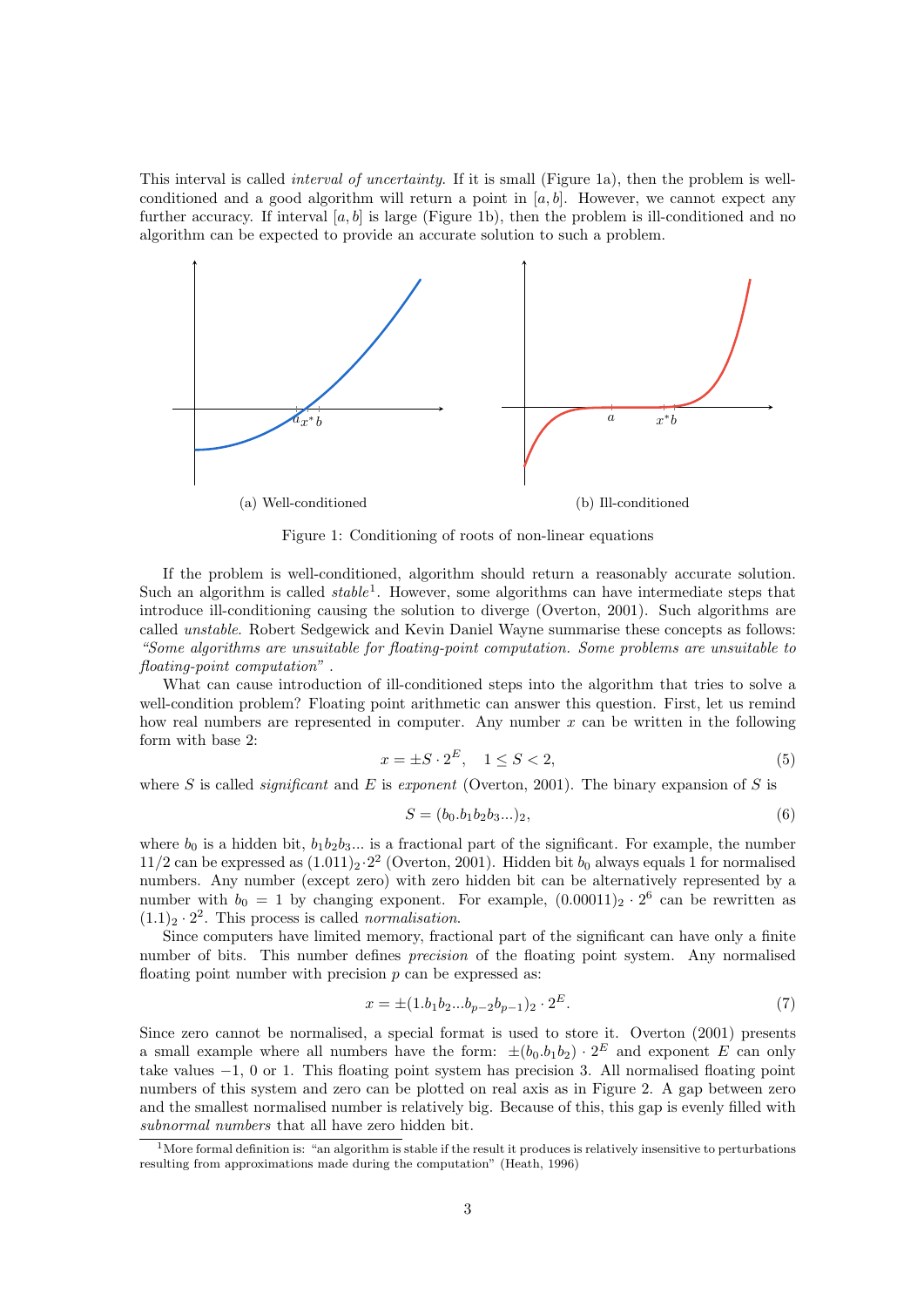This interval is called *interval of uncertainty*. If it is small (Figure 1a), then the problem is well-conditioned and a good algorithm will return a point in $[a, b]$. However, we cannot expect any further accuracy. If interval $[a, b]$ is large (Figure 1b), then the problem is ill-conditioned and no algorithm can be expected to provide an accurate solution to such a problem.

(a) Well-conditioned

(b) Ill-conditioned

Figure 1: Conditioning of roots of non-linear equations

If the problem is well-conditioned, algorithm should return a reasonably accurate solution. Such an algorithm is called *stable*[1]. However, some algorithms can have intermediate steps that introduce ill-conditioning causing the solution to diverge (Overton, 2001). Such algorithms are called *unstable*. Robert Sedgewick and Kevin Daniel Wayne summarise these concepts as follows: *"Some algorithms are unsuitable for floating-point computation. Some problems are unsuitable to floating-point computation"* .

What can cause introduction of ill-conditioned steps into the algorithm that tries to solve a well-condition problem? Floating point arithmetic can answer this question. First, let us remind how real numbers are represented in computer. Any number $x$ can be written in the following form with base 2:

$$x = \pm S \cdot 2^E, \quad 1 \leq S < 2, \tag{5}$$

where $S$ is called *significant* and $E$ is *exponent* (Overton, 2001). The binary expansion of $S$ is

$$S = (b_0.b_1b_2b_3...)_2, \tag{6}$$

where $b_0$ is a hidden bit, $b_1b_2b_3...$ is a fractional part of the significant. For example, the number $11/2$ can be expressed as $(1.011)_2 \cdot 2^2$ (Overton, 2001). Hidden bit $b_0$ always equals 1 for normalised numbers. Any number (except zero) with zero hidden bit can be alternatively represented by a number with $b_0 = 1$ by changing exponent. For example, $(0.00011)_2 \cdot 2^6$ can be rewritten as $(1.1)_2 \cdot 2^2$. This process is called *normalisation*.

Since computers have limited memory, fractional part of the significant can have only a finite number of bits. This number defines *precision* of the floating point system. Any normalised floating point number with precision $p$ can be expressed as:

$$x = \pm(1.b_1b_2...b_{p-2}b_{p-1})_2 \cdot 2^E. \tag{7}$$

Since zero cannot be normalised, a special format is used to store it. Overton (2001) presents a small example where all numbers have the form: $\pm(b_0.b_1b_2) \cdot 2^E$ and exponent $E$ can only take values $-1$, 0 or 1. This floating point system has precision 3. All normalised floating point numbers of this system and zero can be plotted on real axis as in Figure 2. A gap between zero and the smallest normalised number is relatively big. Because of this, this gap is evenly filled with *subnormal numbers* that all have zero hidden bit.

[1] More formal definition is: "an algorithm is stable if the result it produces is relatively insensitive to perturbations resulting from approximations made during the computation" (Heath, 1996)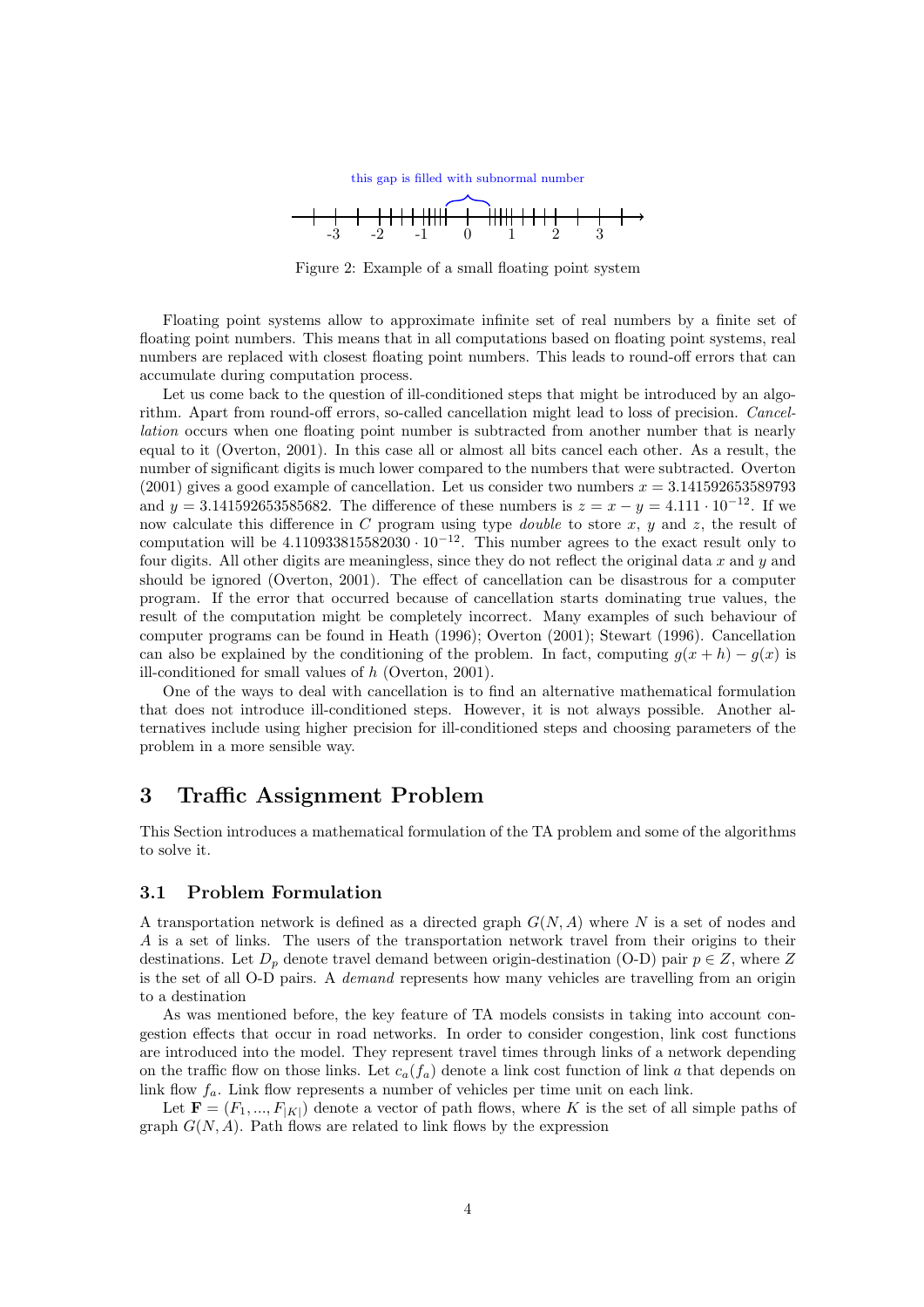Figure 2: Example of a small floating point system

Floating point systems allow to approximate infinite set of real numbers by a finite set of floating point numbers. This means that in all computations based on floating point systems, real numbers are replaced with closest floating point numbers. This leads to round-off errors that can accumulate during computation process.

Let us come back to the question of ill-conditioned steps that might be introduced by an algorithm. Apart from round-off errors, so-called cancellation might lead to loss of precision. *Cancellation* occurs when one floating point number is subtracted from another number that is nearly equal to it (Overton, 2001). In this case all or almost all bits cancel each other. As a result, the number of significant digits is much lower compared to the numbers that were subtracted. Overton (2001) gives a good example of cancellation. Let us consider two numbers $x = 3.141592653589793$ and $y = 3.141592653585682$. The difference of these numbers is $z = x - y = 4.111 \cdot 10^{-12}$. If we now calculate this difference in *C* program using type *double* to store $x$, $y$ and $z$, the result of computation will be $4.110933815582030 \cdot 10^{-12}$. This number agrees to the exact result only to four digits. All other digits are meaningless, since they do not reflect the original data $x$ and $y$ and should be ignored (Overton, 2001). The effect of cancellation can be disastrous for a computer program. If the error that occurred because of cancellation starts dominating true values, the result of the computation might be completely incorrect. Many examples of such behaviour of computer programs can be found in Heath (1996); Overton (2001); Stewart (1996). Cancellation can also be explained by the conditioning of the problem. In fact, computing $g(x + h) - g(x)$ is ill-conditioned for small values of $h$ (Overton, 2001).

One of the ways to deal with cancellation is to find an alternative mathematical formulation that does not introduce ill-conditioned steps. However, it is not always possible. Another alternatives include using higher precision for ill-conditioned steps and choosing parameters of the problem in a more sensible way.

# 3 Traffic Assignment Problem

This Section introduces a mathematical formulation of the TA problem and some of the algorithms to solve it.

## 3.1 Problem Formulation

A transportation network is defined as a directed graph $G(N, A)$ where $N$ is a set of nodes and $A$ is a set of links. The users of the transportation network travel from their origins to their destinations. Let $D_p$ denote travel demand between origin-destination (O-D) pair $p \in Z$, where $Z$ is the set of all O-D pairs. A *demand* represents how many vehicles are travelling from an origin to a destination

As was mentioned before, the key feature of TA models consists in taking into account congestion effects that occur in road networks. In order to consider congestion, link cost functions are introduced into the model. They represent travel times through links of a network depending on the traffic flow on those links. Let $c_a(f_a)$ denote a link cost function of link $a$ that depends on link flow $f_a$. Link flow represents a number of vehicles per time unit on each link.

Let $\mathbf{F} = (F_1, ..., F_{|K|})$ denote a vector of path flows, where $K$ is the set of all simple paths of graph $G(N, A)$. Path flows are related to link flows by the expression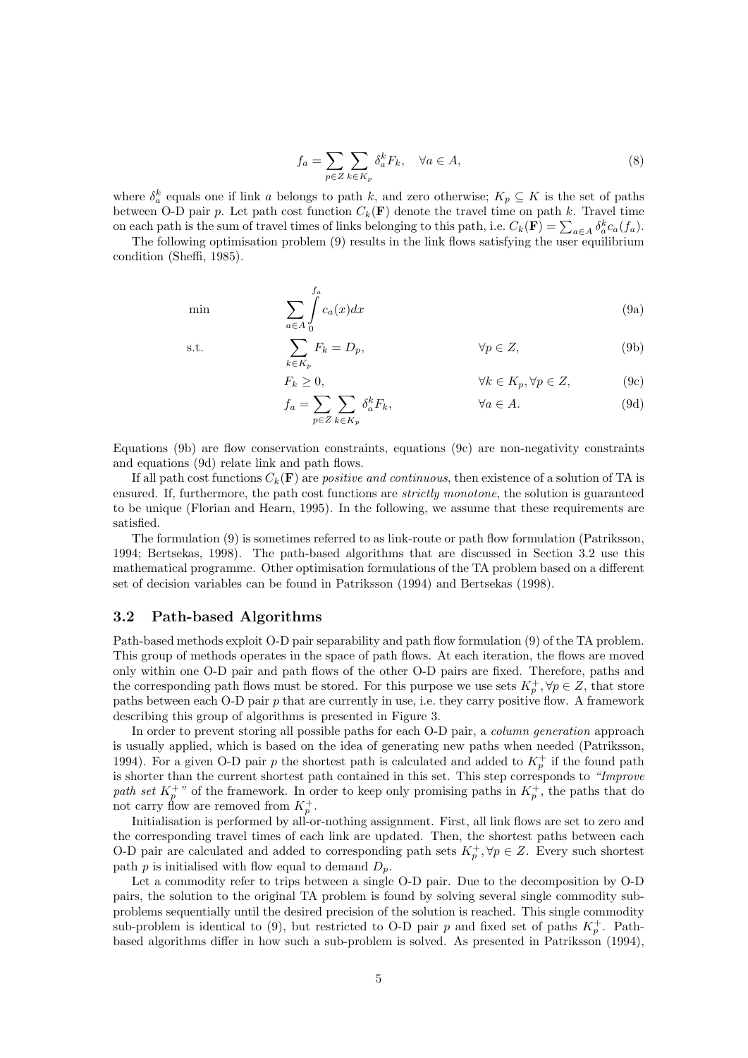$$f_a = \sum_{p \in Z} \sum_{k \in K_p} \delta_a^k F_k, \quad \forall a \in A, \tag{8}$$

where $\delta_a^k$ equals one if link $a$ belongs to path $k$, and zero otherwise; $K_p \subseteq K$ is the set of paths between O-D pair $p$. Let path cost function $C_k(\mathbf{F})$ denote the travel time on path $k$. Travel time on each path is the sum of travel times of links belonging to this path, i.e. $C_k(\mathbf{F}) = \sum_{a \in A} \delta_a^k c_a(f_a)$.

The following optimisation problem (9) results in the link flows satisfying the user equilibrium condition (Sheffi, 1985).

$$\min \quad \sum_{a \in A} \int_0^{f_a} c_a(x)dx \tag{9a}$$

$$\text{s.t.} \quad \sum_{k \in K_p} F_k = D_p, \quad \forall p \in Z, \tag{9b}$$

$$F_k \geq 0, \quad \forall k \in K_p, \forall p \in Z, \tag{9c}$$

$$f_a = \sum_{p \in Z} \sum_{k \in K_p} \delta_a^k F_k, \quad \forall a \in A. \tag{9d}$$

Equations (9b) are flow conservation constraints, equations (9c) are non-negativity constraints and equations (9d) relate link and path flows.

If all path cost functions $C_k(\mathbf{F})$ are *positive and continuous*, then existence of a solution of TA is ensured. If, furthermore, the path cost functions are *strictly monotone*, the solution is guaranteed to be unique (Florian and Hearn, 1995). In the following, we assume that these requirements are satisfied.

The formulation (9) is sometimes referred to as link-route or path flow formulation (Patriksson, 1994; Bertsekas, 1998). The path-based algorithms that are discussed in Section 3.2 use this mathematical programme. Other optimisation formulations of the TA problem based on a different set of decision variables can be found in Patriksson (1994) and Bertsekas (1998).

### 3.2 Path-based Algorithms

Path-based methods exploit O-D pair separability and path flow formulation (9) of the TA problem. This group of methods operates in the space of path flows. At each iteration, the flows are moved only within one O-D pair and path flows of the other O-D pairs are fixed. Therefore, paths and the corresponding path flows must be stored. For this purpose we use sets $K_p^+, \forall p \in Z$, that store paths between each O-D pair $p$ that are currently in use, i.e. they carry positive flow. A framework describing this group of algorithms is presented in Figure 3.

In order to prevent storing all possible paths for each O-D pair, a *column generation* approach is usually applied, which is based on the idea of generating new paths when needed (Patriksson, 1994). For a given O-D pair $p$ the shortest path is calculated and added to $K_p^+$ if the found path is shorter than the current shortest path contained in this set. This step corresponds to *"Improve path set $K_p^+$"* of the framework. In order to keep only promising paths in $K_p^+$, the paths that do not carry flow are removed from $K_p^+$.

Initialisation is performed by all-or-nothing assignment. First, all link flows are set to zero and the corresponding travel times of each link are updated. Then, the shortest paths between each O-D pair are calculated and added to corresponding path sets $K_p^+, \forall p \in Z$. Every such shortest path $p$ is initialised with flow equal to demand $D_p$.

Let a commodity refer to trips between a single O-D pair. Due to the decomposition by O-D pairs, the solution to the original TA problem is found by solving several single commodity sub-problems sequentially until the desired precision of the solution is reached. This single commodity sub-problem is identical to (9), but restricted to O-D pair $p$ and fixed set of paths $K_p^+$. Path-based algorithms differ in how such a sub-problem is solved. As presented in Patriksson (1994),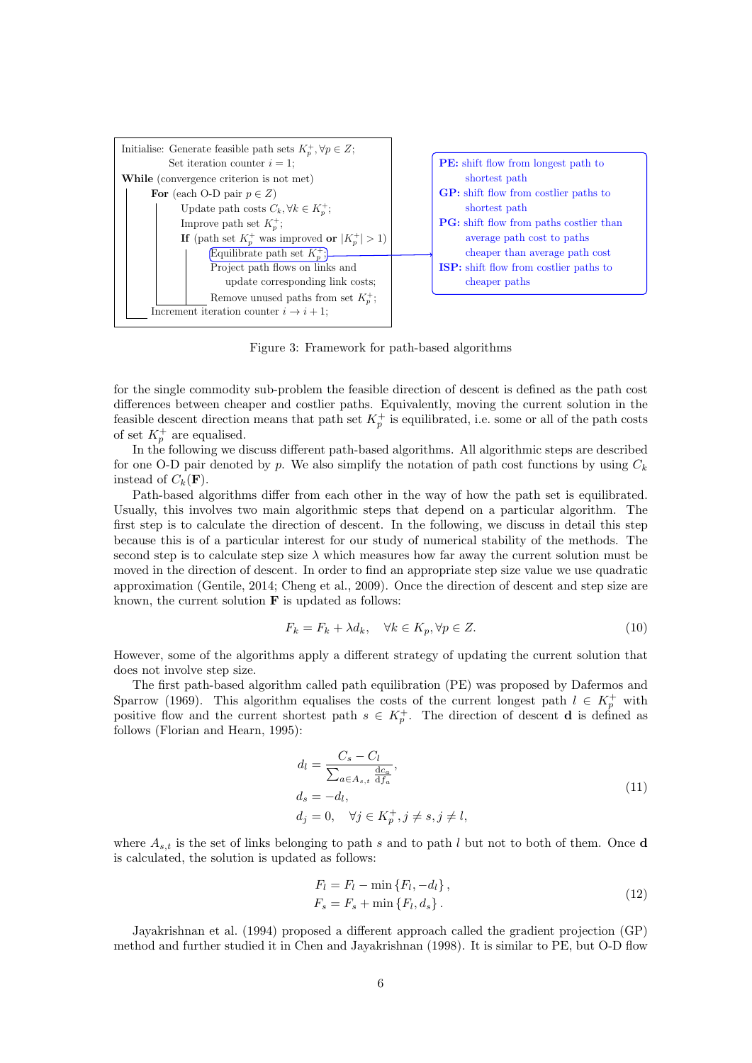```
Initialise: Generate feasible path sets K_p^+, ∀p ∈ Z;
            Set iteration counter i = 1;
While (convergence criterion is not met)
    For (each O-D pair p ∈ Z)
        Update path costs C_k, ∀k ∈ K_p^+;
        Improve path set K_p^+;
        If (path set K_p^+ was improved or |K_p^+| > 1)
            Equilibrate path set K_p^+;
            Project path flows on links and
                update corresponding link costs;
            Remove unused paths from set K_p^+;
    Increment iteration counter i → i + 1;
```

**PE:** shift flow from longest path to shortest path
**GP:** shift flow from costlier paths to shortest path
**PG:** shift flow from paths costlier than average path cost to paths cheaper than average path cost
**ISP:** shift flow from costlier paths to cheaper paths

Figure 3: Framework for path-based algorithms

for the single commodity sub-problem the feasible direction of descent is defined as the path cost differences between cheaper and costlier paths. Equivalently, moving the current solution in the feasible descent direction means that path set $K_p^+$ is equilibrated, i.e. some or all of the path costs of set $K_p^+$ are equalised.

In the following we discuss different path-based algorithms. All algorithmic steps are described for one O-D pair denoted by $p$. We also simplify the notation of path cost functions by using $C_k$ instead of $C_k(\mathbf{F})$.

Path-based algorithms differ from each other in the way of how the path set is equilibrated. Usually, this involves two main algorithmic steps that depend on a particular algorithm. The first step is to calculate the direction of descent. In the following, we discuss in detail this step because this is of a particular interest for our study of numerical stability of the methods. The second step is to calculate step size $\lambda$ which measures how far away the current solution must be moved in the direction of descent. In order to find an appropriate step size value we use quadratic approximation (Gentile, 2014; Cheng et al., 2009). Once the direction of descent and step size are known, the current solution $\mathbf{F}$ is updated as follows:

$$F_k = F_k + \lambda d_k, \quad \forall k \in K_p, \forall p \in Z. \tag{10}$$

However, some of the algorithms apply a different strategy of updating the current solution that does not involve step size.

The first path-based algorithm called path equilibration (PE) was proposed by Dafermos and Sparrow (1969). This algorithm equalises the costs of the current longest path $l \in K_p^+$ with positive flow and the current shortest path $s \in K_p^+$. The direction of descent $\mathbf{d}$ is defined as follows (Florian and Hearn, 1995):

$$\begin{aligned}
d_l &= \frac{C_s - C_l}{\sum_{a \in A_{s,t}} \frac{\mathrm{d}c_a}{\mathrm{d}f_a}}, \\
d_s &= -d_l, \\
d_j &= 0, \quad \forall j \in K_p^+, j \neq s, j \neq l,
\end{aligned} \tag{11}$$

where $A_{s,t}$ is the set of links belonging to path $s$ and to path $l$ but not to both of them. Once $\mathbf{d}$ is calculated, the solution is updated as follows:

$$\begin{aligned}
F_l &= F_l - \min\{F_l, -d_l\}, \\
F_s &= F_s + \min\{F_l, d_s\}.
\end{aligned} \tag{12}$$

Jayakrishnan et al. (1994) proposed a different approach called the gradient projection (GP) method and further studied it in Chen and Jayakrishnan (1998). It is similar to PE, but O-D flow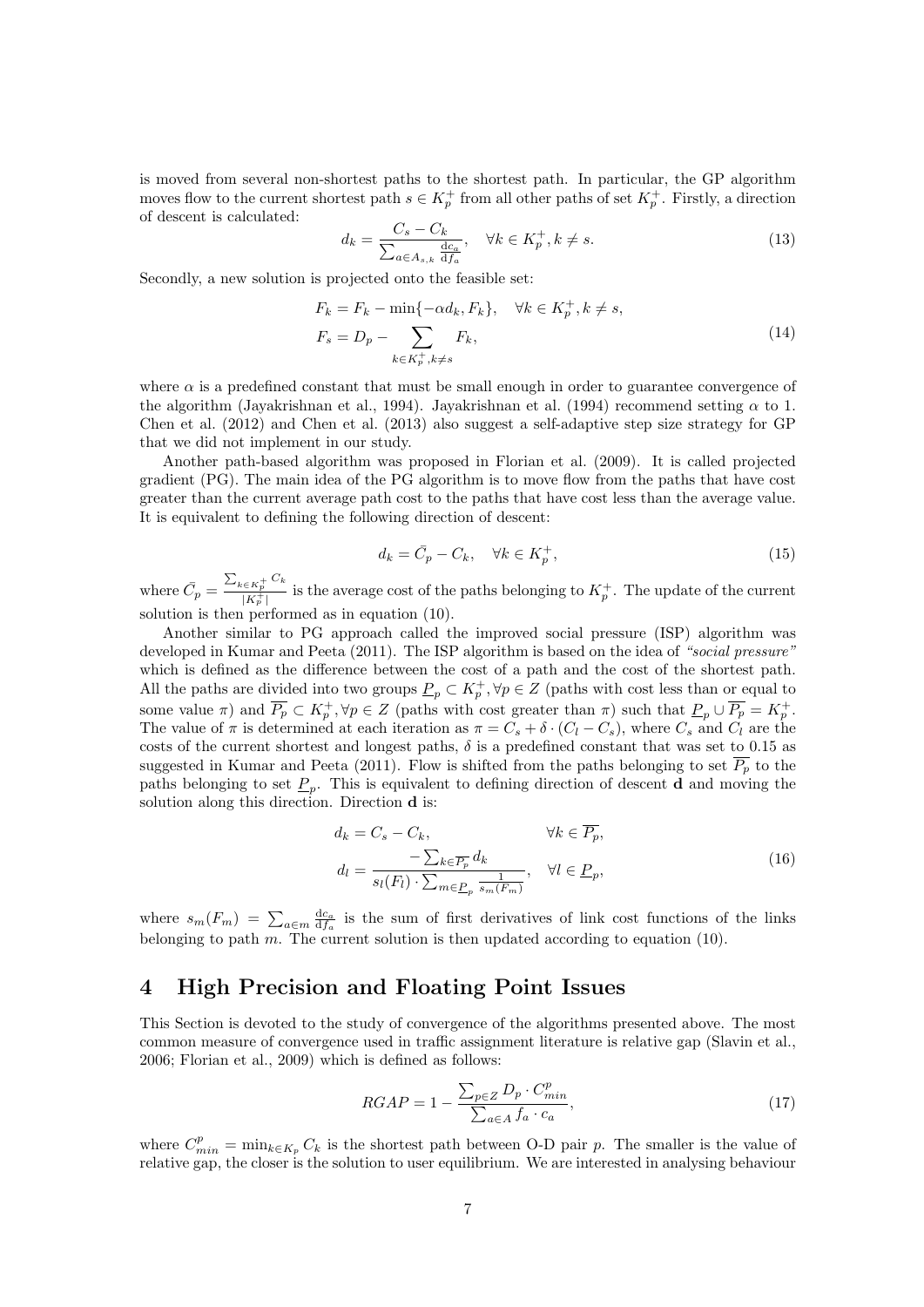is moved from several non-shortest paths to the shortest path. In particular, the GP algorithm moves flow to the current shortest path $s \in K_p^+$ from all other paths of set $K_p^+$. Firstly, a direction of descent is calculated:

$$d_k = \frac{C_s - C_k}{\sum_{a \in A_{s,k}} \frac{\mathrm{d}c_a}{\mathrm{d}f_a}}, \quad \forall k \in K_p^+, k \neq s. \tag{13}$$

Secondly, a new solution is projected onto the feasible set:

$$\begin{aligned} F_k &= F_k - \min\{-\alpha d_k, F_k\}, \quad \forall k \in K_p^+, k \neq s, \\ F_s &= D_p - \sum_{k \in K_p^+, k \neq s} F_k, \end{aligned} \tag{14}$$

where $\alpha$ is a predefined constant that must be small enough in order to guarantee convergence of the algorithm (Jayakrishnan et al., 1994). Jayakrishnan et al. (1994) recommend setting $\alpha$ to 1. Chen et al. (2012) and Chen et al. (2013) also suggest a self-adaptive step size strategy for GP that we did not implement in our study.

Another path-based algorithm was proposed in Florian et al. (2009). It is called projected gradient (PG). The main idea of the PG algorithm is to move flow from the paths that have cost greater than the current average path cost to the paths that have cost less than the average value. It is equivalent to defining the following direction of descent:

$$d_k = \bar{C_p} - C_k, \quad \forall k \in K_p^+, \tag{15}$$

where $\bar{C_p} = \frac{\sum_{k \in K_p^+} C_k}{|K_p^+|}$ is the average cost of the paths belonging to $K_p^+$. The update of the current solution is then performed as in equation (10).

Another similar to PG approach called the improved social pressure (ISP) algorithm was developed in Kumar and Peeta (2011). The ISP algorithm is based on the idea of *"social pressure"* which is defined as the difference between the cost of a path and the cost of the shortest path. All the paths are divided into two groups $\underline{P}_p \subset K_p^+, \forall p \in Z$ (paths with cost less than or equal to some value $\pi$) and $\overline{P_p} \subset K_p^+, \forall p \in Z$ (paths with cost greater than $\pi$) such that $\underline{P}_p \cup \overline{P_p} = K_p^+$. The value of $\pi$ is determined at each iteration as $\pi = C_s + \delta \cdot (C_l - C_s)$, where $C_s$ and $C_l$ are the costs of the current shortest and longest paths, $\delta$ is a predefined constant that was set to 0.15 as suggested in Kumar and Peeta (2011). Flow is shifted from the paths belonging to set $\overline{P_p}$ to the paths belonging to set $\underline{P}_p$. This is equivalent to defining direction of descent $\mathbf{d}$ and moving the solution along this direction. Direction $\mathbf{d}$ is:

$$\begin{aligned} d_k &= C_s - C_k, & \forall k \in \overline{P_p}, \\ d_l &= \frac{-\sum_{k \in \overline{P_p}} d_k}{s_l(F_l) \cdot \sum_{m \in \underline{P}_p} \frac{1}{s_m(F_m)}}, & \forall l \in \underline{P}_p, \end{aligned} \tag{16}$$

where $s_m(F_m) = \sum_{a \in m} \frac{\mathrm{d}c_a}{\mathrm{d}f_a}$ is the sum of first derivatives of link cost functions of the links belonging to path $m$. The current solution is then updated according to equation (10).

## 4 High Precision and Floating Point Issues

This Section is devoted to the study of convergence of the algorithms presented above. The most common measure of convergence used in traffic assignment literature is relative gap (Slavin et al., 2006; Florian et al., 2009) which is defined as follows:

$$RGAP = 1 - \frac{\sum_{p \in Z} D_p \cdot C_{min}^p}{\sum_{a \in A} f_a \cdot c_a}, \tag{17}$$

where $C_{min}^p = \min_{k \in K_p} C_k$ is the shortest path between O-D pair $p$. The smaller is the value of relative gap, the closer is the solution to user equilibrium. We are interested in analysing behaviour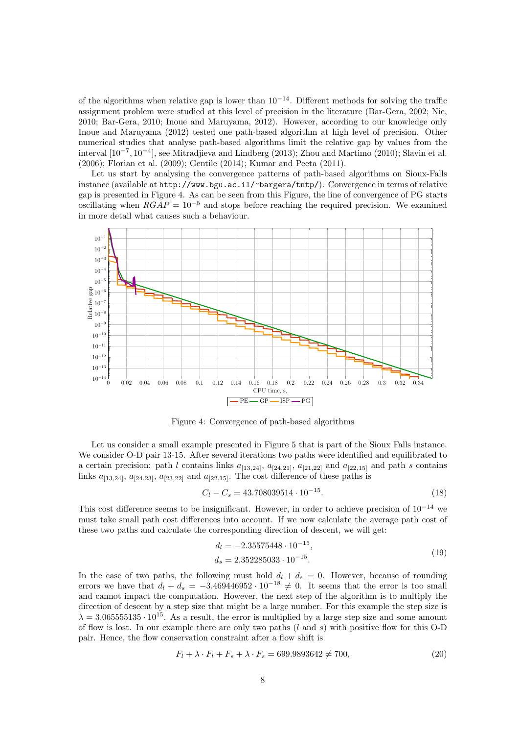of the algorithms when relative gap is lower than $10^{-14}$. Different methods for solving the traffic assignment problem were studied at this level of precision in the literature (Bar-Gera, 2002; Nie, 2010; Bar-Gera, 2010; Inoue and Maruyama, 2012). However, according to our knowledge only Inoue and Maruyama (2012) tested one path-based algorithm at high level of precision. Other numerical studies that analyse path-based algorithms limit the relative gap by values from the interval $[10^{-7}, 10^{-4}]$, see Mitradjieva and Lindberg (2013); Zhou and Martimo (2010); Slavin et al. (2006); Florian et al. (2009); Gentile (2014); Kumar and Peeta (2011).

Let us start by analysing the convergence patterns of path-based algorithms on Sioux-Falls instance (available at `http://www.bgu.ac.il/~bargera/tntp/`). Convergence in terms of relative gap is presented in Figure 4. As can be seen from this Figure, the line of convergence of PG starts oscillating when $RGAP = 10^{-5}$ and stops before reaching the required precision. We examined in more detail what causes such a behaviour.

Figure 4: Convergence of path-based algorithms

Let us consider a small example presented in Figure 5 that is part of the Sioux Falls instance. We consider O-D pair 13-15. After several iterations two paths were identified and equilibrated to a certain precision: path $l$ contains links $a_{[13,24]}$, $a_{[24,21]}$, $a_{[21,22]}$ and $a_{[22,15]}$ and path $s$ contains links $a_{[13,24]}$, $a_{[24,23]}$, $a_{[23,22]}$ and $a_{[22,15]}$. The cost difference of these paths is

$$C_l - C_s = 43.708039514 \cdot 10^{-15}. \tag{18}$$

This cost difference seems to be insignificant. However, in order to achieve precision of $10^{-14}$ we must take small path cost differences into account. If we now calculate the average path cost of these two paths and calculate the corresponding direction of descent, we will get:

$$\begin{aligned} d_l &= -2.35575448 \cdot 10^{-15}, \\ d_s &= 2.352285033 \cdot 10^{-15}. \end{aligned} \tag{19}$$

In the case of two paths, the following must hold $d_l + d_s = 0$. However, because of rounding errors we have that $d_l + d_s = -3.469446952 \cdot 10^{-18} \neq 0$. It seems that the error is too small and cannot impact the computation. However, the next step of the algorithm is to multiply the direction of descent by a step size that might be a large number. For this example the step size is $\lambda = 3.065555135 \cdot 10^{15}$. As a result, the error is multiplied by a large step size and some amount of flow is lost. In our example there are only two paths ($l$ and $s$) with positive flow for this O-D pair. Hence, the flow conservation constraint after a flow shift is

$$F_l + \lambda \cdot F_l + F_s + \lambda \cdot F_s = 699.9893642 \neq 700, \tag{20}$$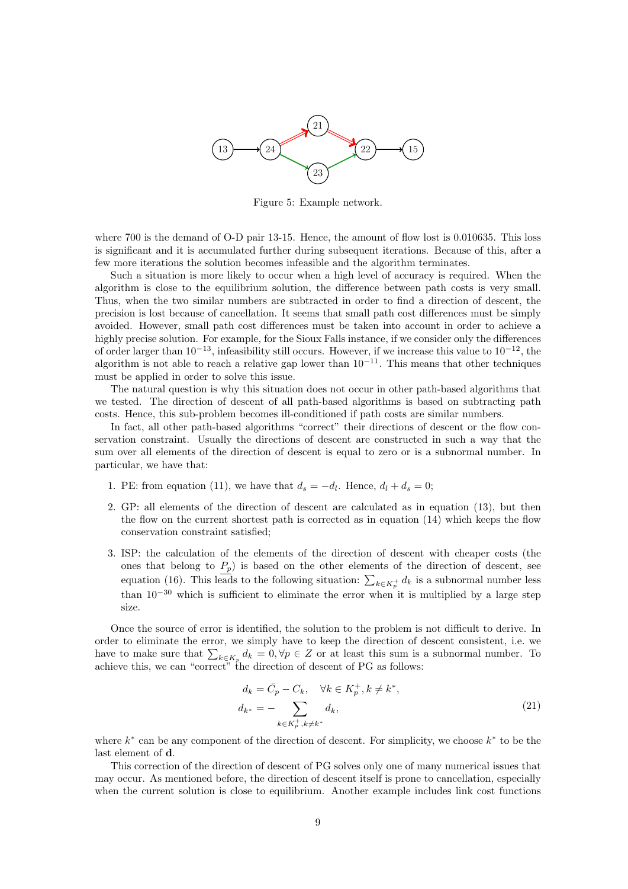Figure 5: Example network.

where 700 is the demand of O-D pair 13-15. Hence, the amount of flow lost is 0.010635. This loss is significant and it is accumulated further during subsequent iterations. Because of this, after a few more iterations the solution becomes infeasible and the algorithm terminates.

Such a situation is more likely to occur when a high level of accuracy is required. When the algorithm is close to the equilibrium solution, the difference between path costs is very small. Thus, when the two similar numbers are subtracted in order to find a direction of descent, the precision is lost because of cancellation. It seems that small path cost differences must be simply avoided. However, small path cost differences must be taken into account in order to achieve a highly precise solution. For example, for the Sioux Falls instance, if we consider only the differences of order larger than $10^{-13}$, infeasibility still occurs. However, if we increase this value to $10^{-12}$, the algorithm is not able to reach a relative gap lower than $10^{-11}$. This means that other techniques must be applied in order to solve this issue.

The natural question is why this situation does not occur in other path-based algorithms that we tested. The direction of descent of all path-based algorithms is based on subtracting path costs. Hence, this sub-problem becomes ill-conditioned if path costs are similar numbers.

In fact, all other path-based algorithms "correct" their directions of descent or the flow conservation constraint. Usually the directions of descent are constructed in such a way that the sum over all elements of the direction of descent is equal to zero or is a subnormal number. In particular, we have that:

1. PE: from equation (11), we have that $d_s = -d_l$. Hence, $d_l + d_s = 0$;
2. GP: all elements of the direction of descent are calculated as in equation (13), but then the flow on the current shortest path is corrected as in equation (14) which keeps the flow conservation constraint satisfied;
3. ISP: the calculation of the elements of the direction of descent with cheaper costs (the ones that belong to $\underline{P_p}$) is based on the other elements of the direction of descent, see equation (16). This leads to the following situation: $\sum_{k \in K_p^+} d_k$ is a subnormal number less than $10^{-30}$ which is sufficient to eliminate the error when it is multiplied by a large step size.

Once the source of error is identified, the solution to the problem is not difficult to derive. In order to eliminate the error, we simply have to keep the direction of descent consistent, i.e. we have to make sure that $\sum_{k \in K_p} d_k = 0, \forall p \in Z$ or at least this sum is a subnormal number. To achieve this, we can "correct" the direction of descent of PG as follows:

$$
\begin{aligned}
d_k &= \bar{C}_p - C_k, \quad \forall k \in K_p^+, k \neq k^*, \\
d_{k^*} &= -\sum_{k \in K_p^+, k \neq k^*} d_k,
\end{aligned}
\tag{21}
$$

where $k^*$ can be any component of the direction of descent. For simplicity, we choose $k^*$ to be the last element of $\mathbf{d}$.

This correction of the direction of descent of PG solves only one of many numerical issues that may occur. As mentioned before, the direction of descent itself is prone to cancellation, especially when the current solution is close to equilibrium. Another example includes link cost functions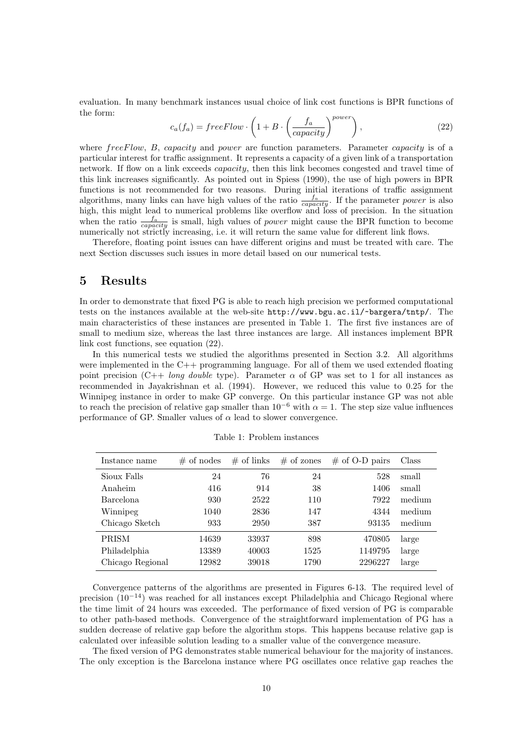evaluation. In many benchmark instances usual choice of link cost functions is BPR functions of the form:

$$c_a(f_a) = freeFlow \cdot \left(1 + B \cdot \left(\frac{f_a}{capacity}\right)^{power}\right), \tag{22}$$

where $freeFlow$, $B$, $capacity$ and $power$ are function parameters. Parameter $capacity$ is of a particular interest for traffic assignment. It represents a capacity of a given link of a transportation network. If flow on a link exceeds $capacity$, then this link becomes congested and travel time of this link increases significantly. As pointed out in Spiess (1990), the use of high powers in BPR functions is not recommended for two reasons. During initial iterations of traffic assignment algorithms, many links can have high values of the ratio $\frac{f_a}{capacity}$. If the parameter $power$ is also high, this might lead to numerical problems like overflow and loss of precision. In the situation when the ratio $\frac{f_a}{capacity}$ is small, high values of $power$ might cause the BPR function to become numerically not strictly increasing, i.e. it will return the same value for different link flows.

Therefore, floating point issues can have different origins and must be treated with care. The next Section discusses such issues in more detail based on our numerical tests.

# 5 Results

In order to demonstrate that fixed PG is able to reach high precision we performed computational tests on the instances available at the web-site `http://www.bgu.ac.il/~bargera/tntp/`. The main characteristics of these instances are presented in Table 1. The first five instances are of small to medium size, whereas the last three instances are large. All instances implement BPR link cost functions, see equation (22).

In this numerical tests we studied the algorithms presented in Section 3.2. All algorithms were implemented in the C++ programming language. For all of them we used extended floating point precision (C++ *long double* type). Parameter $\alpha$ of GP was set to 1 for all instances as recommended in Jayakrishnan et al. (1994). However, we reduced this value to 0.25 for the Winnipeg instance in order to make GP converge. On this particular instance GP was not able to reach the precision of relative gap smaller than $10^{-6}$ with $\alpha = 1$. The step size value influences performance of GP. Smaller values of $\alpha$ lead to slower convergence.

Table 1: Problem instances

| Instance name | # of nodes | # of links | # of zones | # of O-D pairs | Class |
|---|---|---|---|---|---|
| Sioux Falls | 24 | 76 | 24 | 528 | small |
| Anaheim | 416 | 914 | 38 | 1406 | small |
| Barcelona | 930 | 2522 | 110 | 7922 | medium |
| Winnipeg | 1040 | 2836 | 147 | 4344 | medium |
| Chicago Sketch | 933 | 2950 | 387 | 93135 | medium |
| PRISM | 14639 | 33937 | 898 | 470805 | large |
| Philadelphia | 13389 | 40003 | 1525 | 1149795 | large |
| Chicago Regional | 12982 | 39018 | 1790 | 2296227 | large |

Convergence patterns of the algorithms are presented in Figures 6-13. The required level of precision ($10^{-14}$) was reached for all instances except Philadelphia and Chicago Regional where the time limit of 24 hours was exceeded. The performance of fixed version of PG is comparable to other path-based methods. Convergence of the straightforward implementation of PG has a sudden decrease of relative gap before the algorithm stops. This happens because relative gap is calculated over infeasible solution leading to a smaller value of the convergence measure.

The fixed version of PG demonstrates stable numerical behaviour for the majority of instances. The only exception is the Barcelona instance where PG oscillates once relative gap reaches the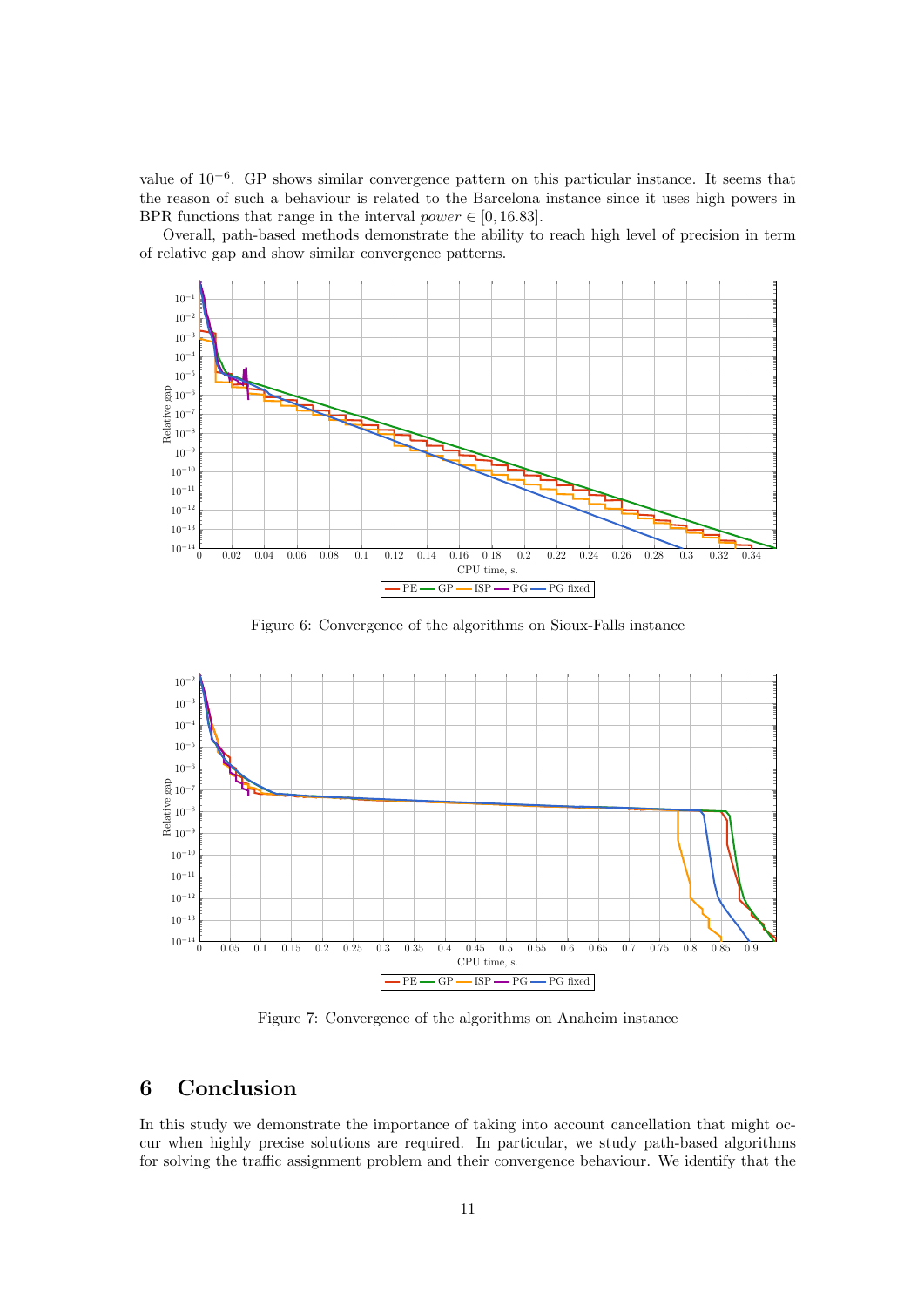value of $10^{-6}$. GP shows similar convergence pattern on this particular instance. It seems that the reason of such a behaviour is related to the Barcelona instance since it uses high powers in BPR functions that range in the interval $power \in [0, 16.83]$.

Overall, path-based methods demonstrate the ability to reach high level of precision in term of relative gap and show similar convergence patterns.

Figure 6: Convergence of the algorithms on Sioux-Falls instance

Figure 7: Convergence of the algorithms on Anaheim instance

## 6 Conclusion

In this study we demonstrate the importance of taking into account cancellation that might occur when highly precise solutions are required. In particular, we study path-based algorithms for solving the traffic assignment problem and their convergence behaviour. We identify that the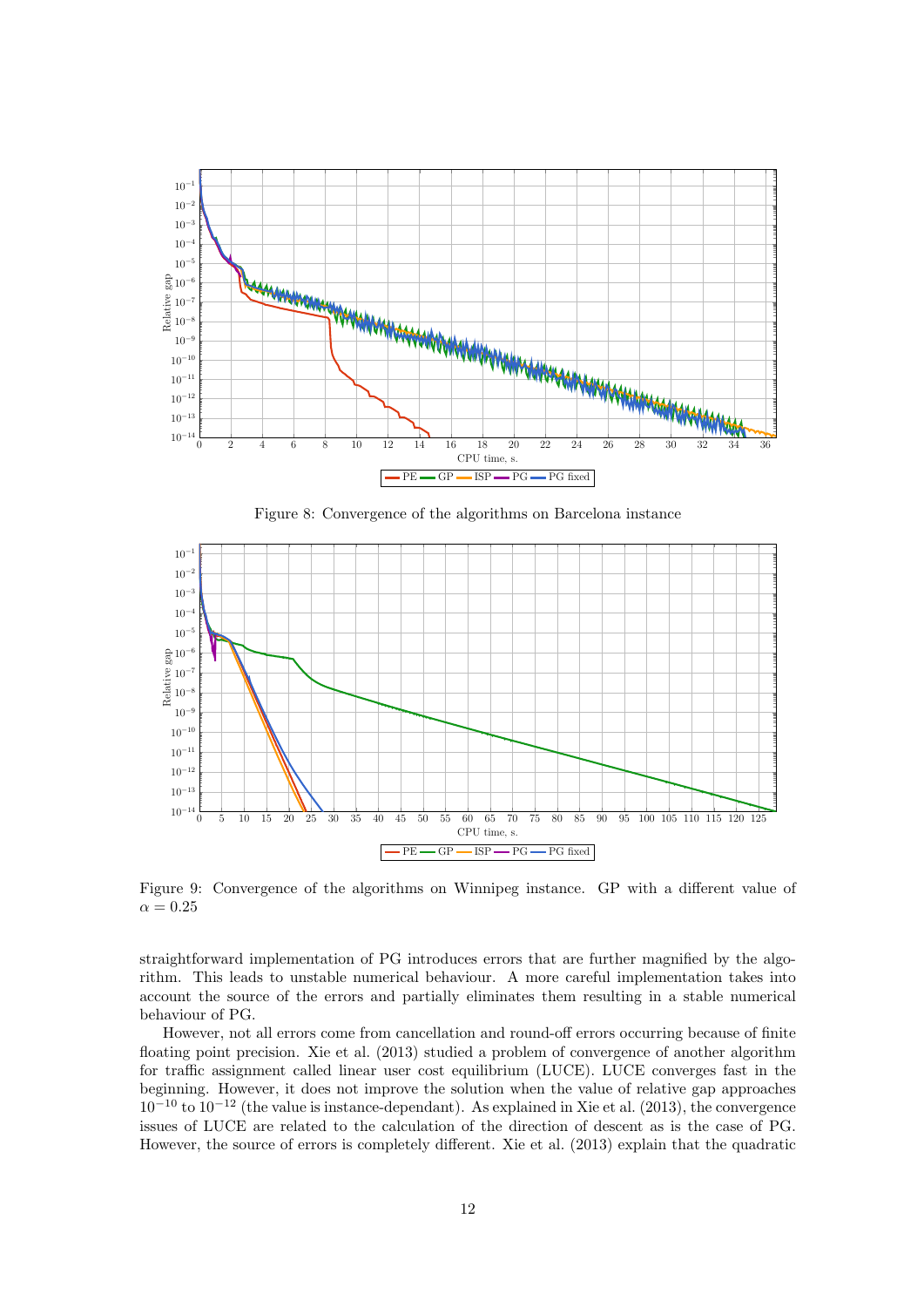Figure 8: Convergence of the algorithms on Barcelona instance

Figure 9: Convergence of the algorithms on Winnipeg instance. GP with a different value of $\alpha = 0.25$

straightforward implementation of PG introduces errors that are further magnified by the algorithm. This leads to unstable numerical behaviour. A more careful implementation takes into account the source of the errors and partially eliminates them resulting in a stable numerical behaviour of PG.

However, not all errors come from cancellation and round-off errors occurring because of finite floating point precision. Xie et al. (2013) studied a problem of convergence of another algorithm for traffic assignment called linear user cost equilibrium (LUCE). LUCE converges fast in the beginning. However, it does not improve the solution when the value of relative gap approaches $10^{-10}$ to $10^{-12}$ (the value is instance-dependant). As explained in Xie et al. (2013), the convergence issues of LUCE are related to the calculation of the direction of descent as is the case of PG. However, the source of errors is completely different. Xie et al. (2013) explain that the quadratic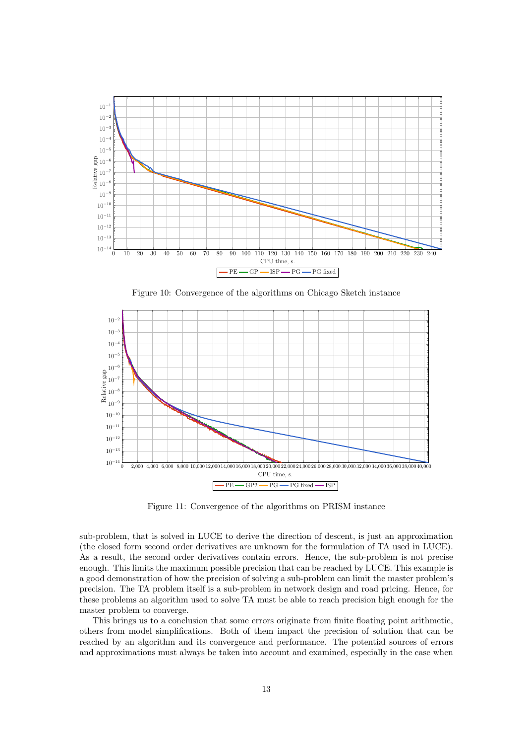Figure 10: Convergence of the algorithms on Chicago Sketch instance

Figure 11: Convergence of the algorithms on PRISM instance

sub-problem, that is solved in LUCE to derive the direction of descent, is just an approximation (the closed form second order derivatives are unknown for the formulation of TA used in LUCE). As a result, the second order derivatives contain errors. Hence, the sub-problem is not precise enough. This limits the maximum possible precision that can be reached by LUCE. This example is a good demonstration of how the precision of solving a sub-problem can limit the master problem's precision. The TA problem itself is a sub-problem in network design and road pricing. Hence, for these problems an algorithm used to solve TA must be able to reach precision high enough for the master problem to converge.

This brings us to a conclusion that some errors originate from finite floating point arithmetic, others from model simplifications. Both of them impact the precision of solution that can be reached by an algorithm and its convergence and performance. The potential sources of errors and approximations must always be taken into account and examined, especially in the case when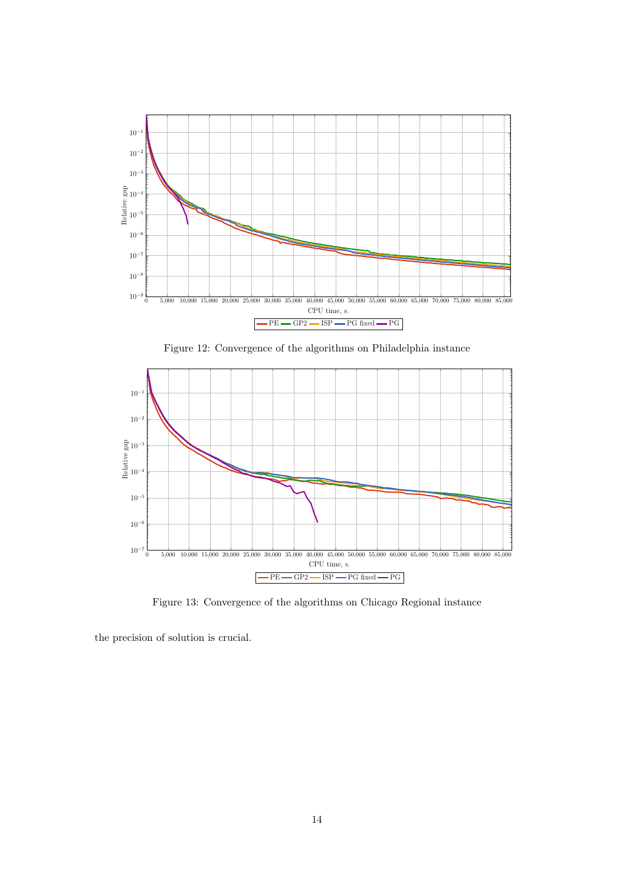Figure 12: Convergence of the algorithms on Philadelphia instance

Figure 13: Convergence of the algorithms on Chicago Regional instance

the precision of solution is crucial.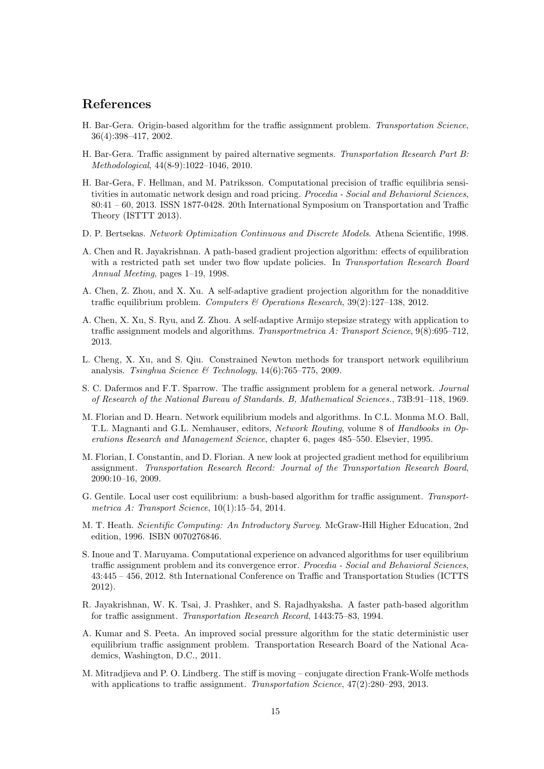## References

H. Bar-Gera. Origin-based algorithm for the traffic assignment problem. *Transportation Science*, 36(4):398–417, 2002.

H. Bar-Gera. Traffic assignment by paired alternative segments. *Transportation Research Part B: Methodological*, 44(8-9):1022–1046, 2010.

H. Bar-Gera, F. Hellman, and M. Patriksson. Computational precision of traffic equilibria sensitivities in automatic network design and road pricing. *Procedia - Social and Behavioral Sciences*, 80:41 – 60, 2013. ISSN 1877-0428. 20th International Symposium on Transportation and Traffic Theory (ISTTT 2013).

D. P. Bertsekas. *Network Optimization Continuous and Discrete Models*. Athena Scientific, 1998.

A. Chen and R. Jayakrishnan. A path-based gradient projection algorithm: effects of equilibration with a restricted path set under two flow update policies. In *Transportation Research Board Annual Meeting*, pages 1–19, 1998.

A. Chen, Z. Zhou, and X. Xu. A self-adaptive gradient projection algorithm for the nonadditive traffic equilibrium problem. *Computers & Operations Research*, 39(2):127–138, 2012.

A. Chen, X. Xu, S. Ryu, and Z. Zhou. A self-adaptive Armijo stepsize strategy with application to traffic assignment models and algorithms. *Transportmetrica A: Transport Science*, 9(8):695–712, 2013.

L. Cheng, X. Xu, and S. Qiu. Constrained Newton methods for transport network equilibrium analysis. *Tsinghua Science & Technology*, 14(6):765–775, 2009.

S. C. Dafermos and F.T. Sparrow. The traffic assignment problem for a general network. *Journal of Research of the National Bureau of Standards. B, Mathematical Sciences.*, 73B:91–118, 1969.

M. Florian and D. Hearn. Network equilibrium models and algorithms. In C.L. Monma M.O. Ball, T.L. Magnanti and G.L. Nemhauser, editors, *Network Routing*, volume 8 of *Handbooks in Operations Research and Management Science*, chapter 6, pages 485–550. Elsevier, 1995.

M. Florian, I. Constantin, and D. Florian. A new look at projected gradient method for equilibrium assignment. *Transportation Research Record: Journal of the Transportation Research Board*, 2090:10–16, 2009.

G. Gentile. Local user cost equilibrium: a bush-based algorithm for traffic assignment. *Transportmetrica A: Transport Science*, 10(1):15–54, 2014.

M. T. Heath. *Scientific Computing: An Introductory Survey*. McGraw-Hill Higher Education, 2nd edition, 1996. ISBN 0070276846.

S. Inoue and T. Maruyama. Computational experience on advanced algorithms for user equilibrium traffic assignment problem and its convergence error. *Procedia - Social and Behavioral Sciences*, 43:445 – 456, 2012. 8th International Conference on Traffic and Transportation Studies (ICTTS 2012).

R. Jayakrishnan, W. K. Tsai, J. Prashker, and S. Rajadhyaksha. A faster path-based algorithm for traffic assignment. *Transportation Research Record*, 1443:75–83, 1994.

A. Kumar and S. Peeta. An improved social pressure algorithm for the static deterministic user equilibrium traffic assignment problem. Transportation Research Board of the National Academics, Washington, D.C., 2011.

M. Mitradjieva and P. O. Lindberg. The stiff is moving – conjugate direction Frank-Wolfe methods with applications to traffic assignment. *Transportation Science*, 47(2):280–293, 2013.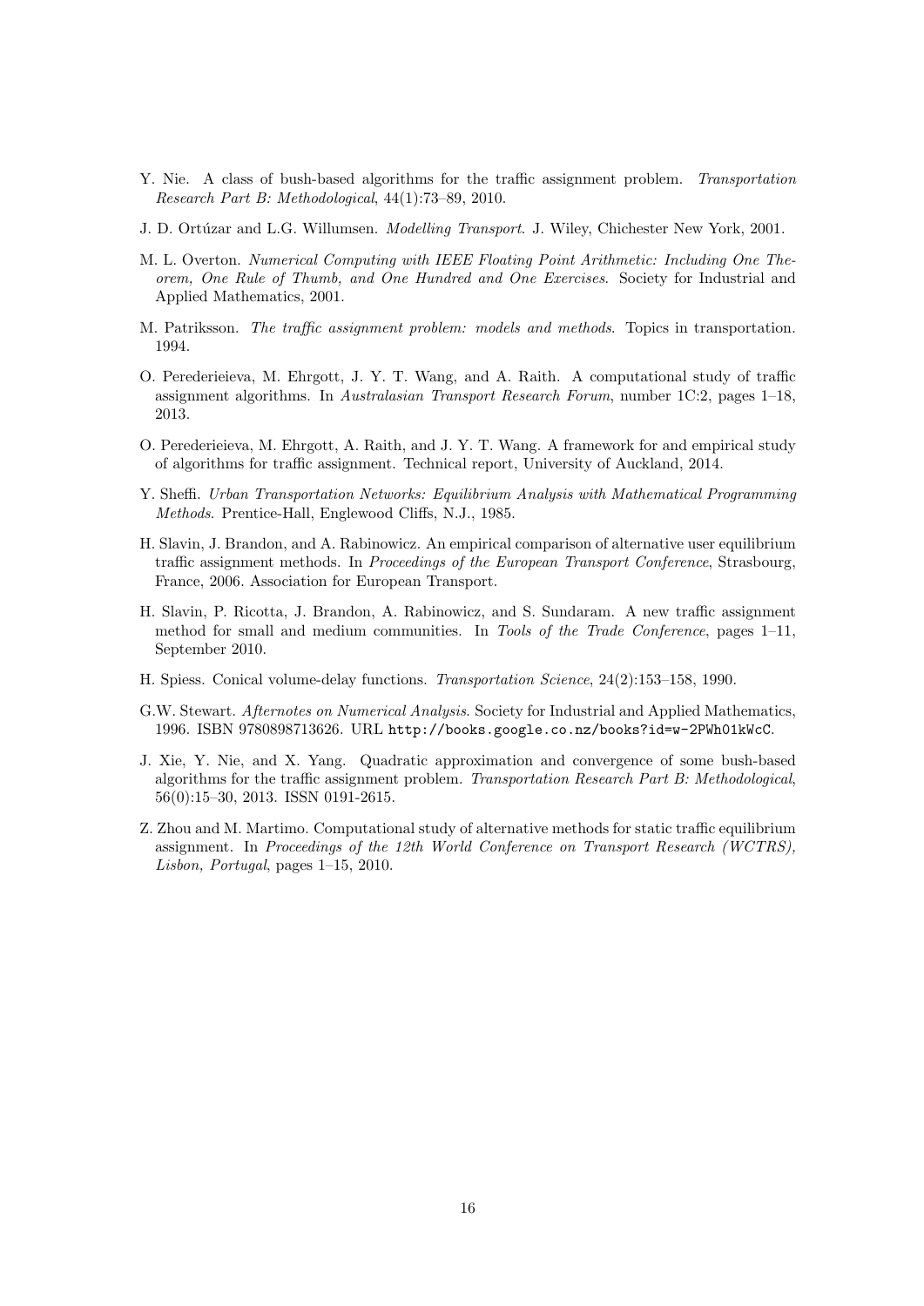Y. Nie. A class of bush-based algorithms for the traffic assignment problem. *Transportation Research Part B: Methodological*, 44(1):73–89, 2010.

J. D. Ortúzar and L.G. Willumsen. *Modelling Transport*. J. Wiley, Chichester New York, 2001.

M. L. Overton. *Numerical Computing with IEEE Floating Point Arithmetic: Including One Theorem, One Rule of Thumb, and One Hundred and One Exercises*. Society for Industrial and Applied Mathematics, 2001.

M. Patriksson. *The traffic assignment problem: models and methods*. Topics in transportation. 1994.

O. Perederieieva, M. Ehrgott, J. Y. T. Wang, and A. Raith. A computational study of traffic assignment algorithms. In *Australasian Transport Research Forum*, number 1C:2, pages 1–18, 2013.

O. Perederieieva, M. Ehrgott, A. Raith, and J. Y. T. Wang. A framework for and empirical study of algorithms for traffic assignment. Technical report, University of Auckland, 2014.

Y. Sheffi. *Urban Transportation Networks: Equilibrium Analysis with Mathematical Programming Methods*. Prentice-Hall, Englewood Cliffs, N.J., 1985.

H. Slavin, J. Brandon, and A. Rabinowicz. An empirical comparison of alternative user equilibrium traffic assignment methods. In *Proceedings of the European Transport Conference*, Strasbourg, France, 2006. Association for European Transport.

H. Slavin, P. Ricotta, J. Brandon, A. Rabinowicz, and S. Sundaram. A new traffic assignment method for small and medium communities. In *Tools of the Trade Conference*, pages 1–11, September 2010.

H. Spiess. Conical volume-delay functions. *Transportation Science*, 24(2):153–158, 1990.

G.W. Stewart. *Afternotes on Numerical Analysis*. Society for Industrial and Applied Mathematics, 1996. ISBN 9780898713626. URL `http://books.google.co.nz/books?id=w-2PWh01kWcC`.

J. Xie, Y. Nie, and X. Yang. Quadratic approximation and convergence of some bush-based algorithms for the traffic assignment problem. *Transportation Research Part B: Methodological*, 56(0):15–30, 2013. ISSN 0191-2615.

Z. Zhou and M. Martimo. Computational study of alternative methods for static traffic equilibrium assignment. In *Proceedings of the 12th World Conference on Transport Research (WCTRS), Lisbon, Portugal*, pages 1–15, 2010.